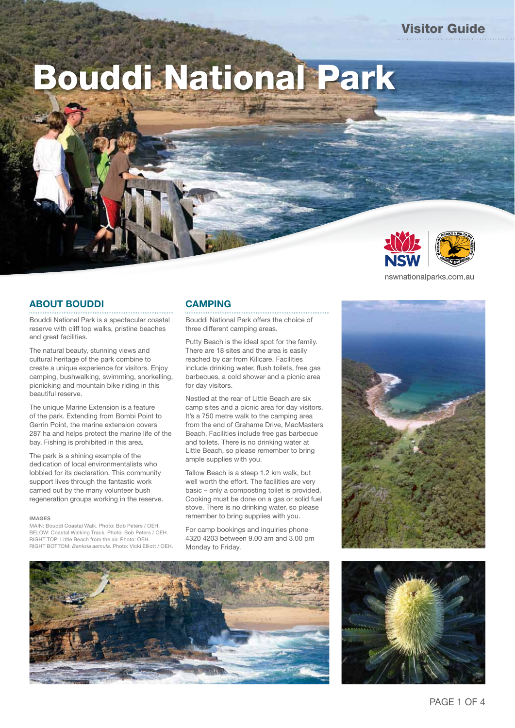Visitor Guide

# Bouddi National Park

nswnationalparks.com.au

## ABOUT BOUDDI

Bouddi National Park is a spectacular coastal reserve with cliff top walks, pristine beaches and great facilities.

The natural beauty, stunning views and cultural heritage of the park combine to create a unique experience for visitors. Enjoy camping, bushwalking, swimming, snorkelling, picnicking and mountain bike riding in this beautiful reserve.

The unique Marine Extension is a feature of the park. Extending from Bombi Point to Gerrin Point, the marine extension covers 287 ha and helps protect the marine life of the bay. Fishing is prohibited in this area.

The park is a shining example of the dedication of local environmentalists who lobbied for its declaration. This community support lives through the fantastic work carried out by the many volunteer bush regeneration groups working in the reserve.

#### IMAGES

MAIN: Bouddi Coastal Walk. Photo: Bob Peters / OEH.
BELOW: Coastal Walking Track. Photo: Bob Peters / OEH.
RIGHT TOP: Little Beach from the air. Photo: OEH.
RIGHT BOTTOM: *Banksia aemula*. Photo: Vicki Elliott / OEH.

## CAMPING

Bouddi National Park offers the choice of three different camping areas.

Putty Beach is the ideal spot for the family. There are 18 sites and the area is easily reached by car from Killcare. Facilities include drinking water, flush toilets, free gas barbecues, a cold shower and a picnic area for day visitors.

Nestled at the rear of Little Beach are six camp sites and a picnic area for day visitors. It's a 750 metre walk to the camping area from the end of Grahame Drive, MacMasters Beach. Facilities include free gas barbecue and toilets. There is no drinking water at Little Beach, so please remember to bring ample supplies with you.

Tallow Beach is a steep 1.2 km walk, but well worth the effort. The facilities are very basic – only a composting toilet is provided. Cooking must be done on a gas or solid fuel stove. There is no drinking water, so please remember to bring supplies with you.

For camp bookings and inquiries phone 4320 4203 between 9.00 am and 3.00 pm Monday to Friday.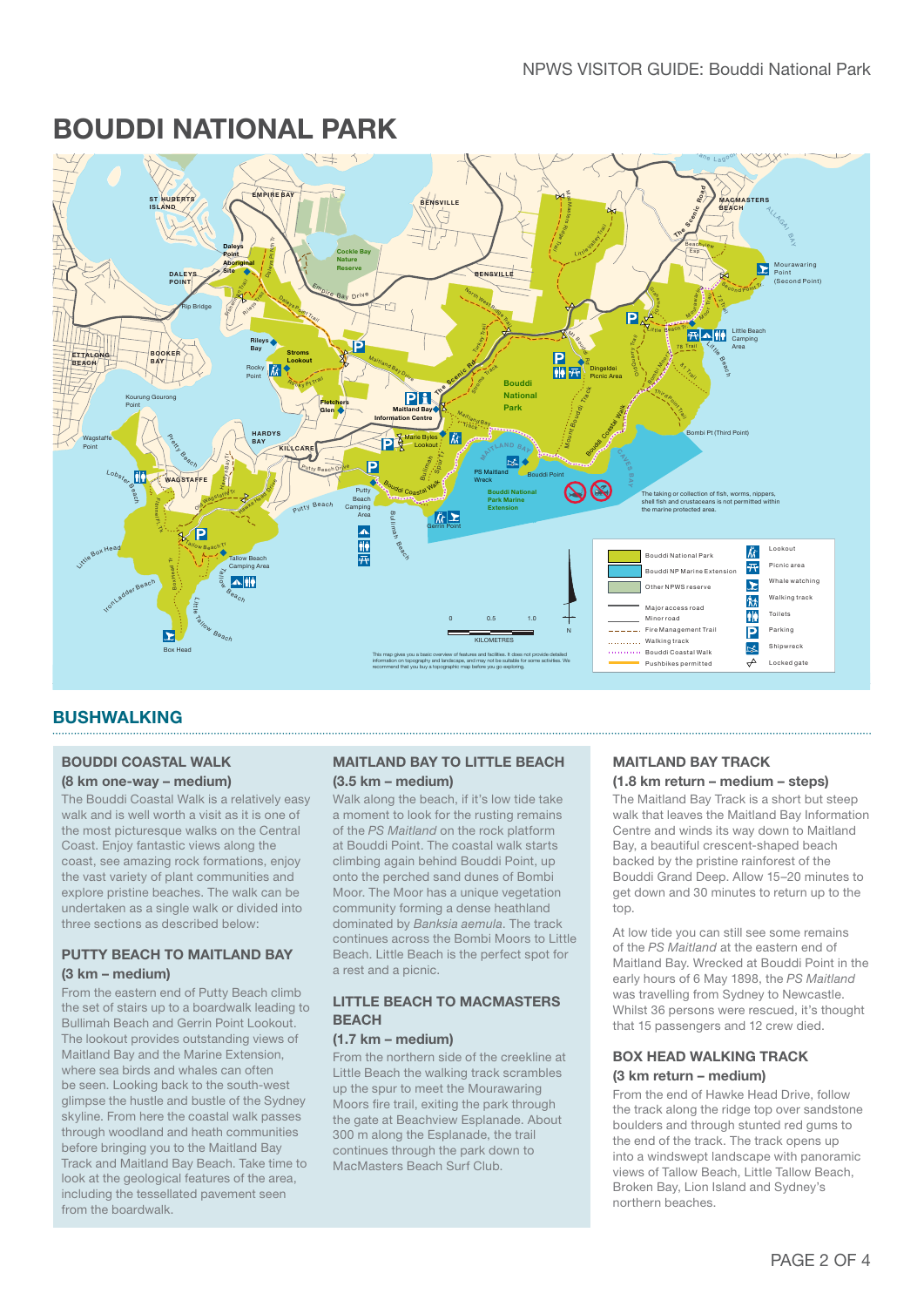# BOUDDI NATIONAL PARK

## BUSHWALKING

### BOUDDI COASTAL WALK

**(8 km one-way – medium)**

The Bouddi Coastal Walk is a relatively easy walk and is well worth a visit as it is one of the most picturesque walks on the Central Coast. Enjoy fantastic views along the coast, see amazing rock formations, enjoy the vast variety of plant communities and explore pristine beaches. The walk can be undertaken as a single walk or divided into three sections as described below:

### PUTTY BEACH TO MAITLAND BAY

**(3 km – medium)**

From the eastern end of Putty Beach climb the set of stairs up to a boardwalk leading to Bullimah Beach and Gerrin Point Lookout. The lookout provides outstanding views of Maitland Bay and the Marine Extension, where sea birds and whales can often be seen. Looking back to the south-west glimpse the hustle and bustle of the Sydney skyline. From here the coastal walk passes through woodland and heath communities before bringing you to the Maitland Bay Track and Maitland Bay Beach. Take time to look at the geological features of the area, including the tessellated pavement seen from the boardwalk.

### MAITLAND BAY TO LITTLE BEACH

**(3.5 km – medium)**

Walk along the beach, if it's low tide take a moment to look for the rusting remains of the *PS Maitland* on the rock platform at Bouddi Point. The coastal walk starts climbing again behind Bouddi Point, up onto the perched sand dunes of Bombi Moor. The Moor has a unique vegetation community forming a dense heathland dominated by *Banksia aemula*. The track continues across the Bombi Moors to Little Beach. Little Beach is the perfect spot for a rest and a picnic.

### LITTLE BEACH TO MACMASTERS BEACH

**(1.7 km – medium)**

From the northern side of the creekline at Little Beach the walking track scrambles up the spur to meet the Mourawaring Moors fire trail, exiting the park through the gate at Beachview Esplanade. About 300 m along the Esplanade, the trail continues through the park down to MacMasters Beach Surf Club.

### MAITLAND BAY TRACK

**(1.8 km return – medium – steps)**

The Maitland Bay Track is a short but steep walk that leaves the Maitland Bay Information Centre and winds its way down to Maitland Bay, a beautiful crescent-shaped beach backed by the pristine rainforest of the Bouddi Grand Deep. Allow 15–20 minutes to get down and 30 minutes to return up to the top.

At low tide you can still see some remains of the *PS Maitland* at the eastern end of Maitland Bay. Wrecked at Bouddi Point in the early hours of 6 May 1898, the *PS Maitland* was travelling from Sydney to Newcastle. Whilst 36 persons were rescued, it's thought that 15 passengers and 12 crew died.

### BOX HEAD WALKING TRACK

**(3 km return – medium)**

From the end of Hawke Head Drive, follow the track along the ridge top over sandstone boulders and through stunted red gums to the end of the track. The track opens up into a windswept landscape with panoramic views of Tallow Beach, Little Tallow Beach, Broken Bay, Lion Island and Sydney's northern beaches.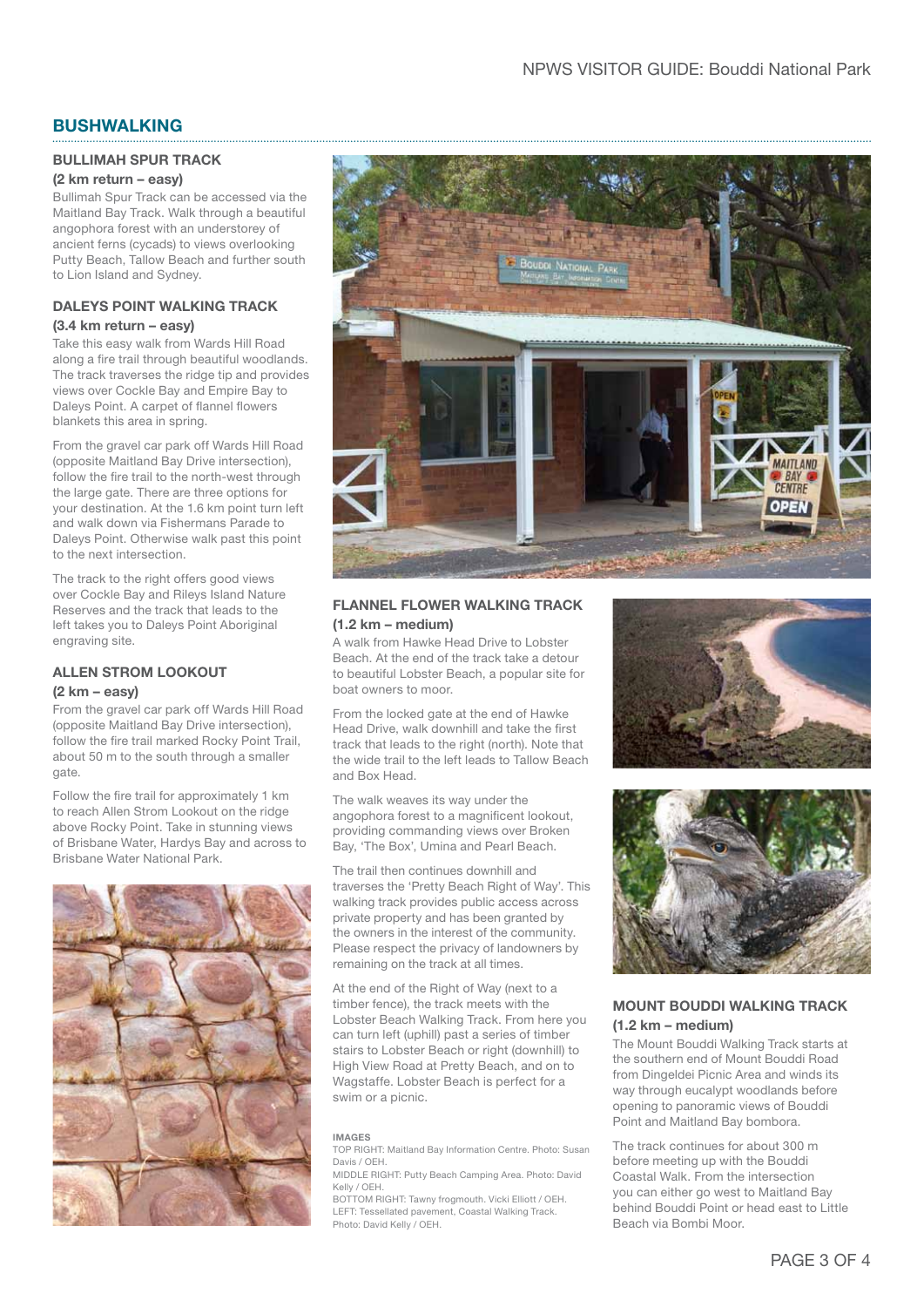## BUSHWALKING

### BULLIMAH SPUR TRACK
**(2 km return – easy)**

Bullimah Spur Track can be accessed via the Maitland Bay Track. Walk through a beautiful angophora forest with an understorey of ancient ferns (cycads) to views overlooking Putty Beach, Tallow Beach and further south to Lion Island and Sydney.

### DALEYS POINT WALKING TRACK
**(3.4 km return – easy)**

Take this easy walk from Wards Hill Road along a fire trail through beautiful woodlands. The track traverses the ridge tip and provides views over Cockle Bay and Empire Bay to Daleys Point. A carpet of flannel flowers blankets this area in spring.

From the gravel car park off Wards Hill Road (opposite Maitland Bay Drive intersection), follow the fire trail to the north-west through the large gate. There are three options for your destination. At the 1.6 km point turn left and walk down via Fishermans Parade to Daleys Point. Otherwise walk past this point to the next intersection.

The track to the right offers good views over Cockle Bay and Rileys Island Nature Reserves and the track that leads to the left takes you to Daleys Point Aboriginal engraving site.

### ALLEN STROM LOOKOUT
**(2 km – easy)**

From the gravel car park off Wards Hill Road (opposite Maitland Bay Drive intersection), follow the fire trail marked Rocky Point Trail, about 50 m to the south through a smaller gate.

Follow the fire trail for approximately 1 km to reach Allen Strom Lookout on the ridge above Rocky Point. Take in stunning views of Brisbane Water, Hardys Bay and across to Brisbane Water National Park.

### FLANNEL FLOWER WALKING TRACK
**(1.2 km – medium)**

A walk from Hawke Head Drive to Lobster Beach. At the end of the track take a detour to beautiful Lobster Beach, a popular site for boat owners to moor.

From the locked gate at the end of Hawke Head Drive, walk downhill and take the first track that leads to the right (north). Note that the wide trail to the left leads to Tallow Beach and Box Head.

The walk weaves its way under the angophora forest to a magnificent lookout, providing commanding views over Broken Bay, 'The Box', Umina and Pearl Beach.

The trail then continues downhill and traverses the 'Pretty Beach Right of Way'. This walking track provides public access across private property and has been granted by the owners in the interest of the community. Please respect the privacy of landowners by remaining on the track at all times.

At the end of the Right of Way (next to a timber fence), the track meets with the Lobster Beach Walking Track. From here you can turn left (uphill) past a series of timber stairs to Lobster Beach or right (downhill) to High View Road at Pretty Beach, and on to Wagstaffe. Lobster Beach is perfect for a swim or a picnic.

**IMAGES**

TOP RIGHT: Maitland Bay Information Centre. Photo: Susan Davis / OEH.
MIDDLE RIGHT: Putty Beach Camping Area. Photo: David Kelly / OEH.
BOTTOM RIGHT: Tawny frogmouth. Vicki Elliott / OEH.
LEFT: Tessellated pavement, Coastal Walking Track. Photo: David Kelly / OEH.

### MOUNT BOUDDI WALKING TRACK
**(1.2 km – medium)**

The Mount Bouddi Walking Track starts at the southern end of Mount Bouddi Road from Dingeldei Picnic Area and winds its way through eucalypt woodlands before opening to panoramic views of Bouddi Point and Maitland Bay bombora.

The track continues for about 300 m before meeting up with the Bouddi Coastal Walk. From the intersection you can either go west to Maitland Bay behind Bouddi Point or head east to Little Beach via Bombi Moor.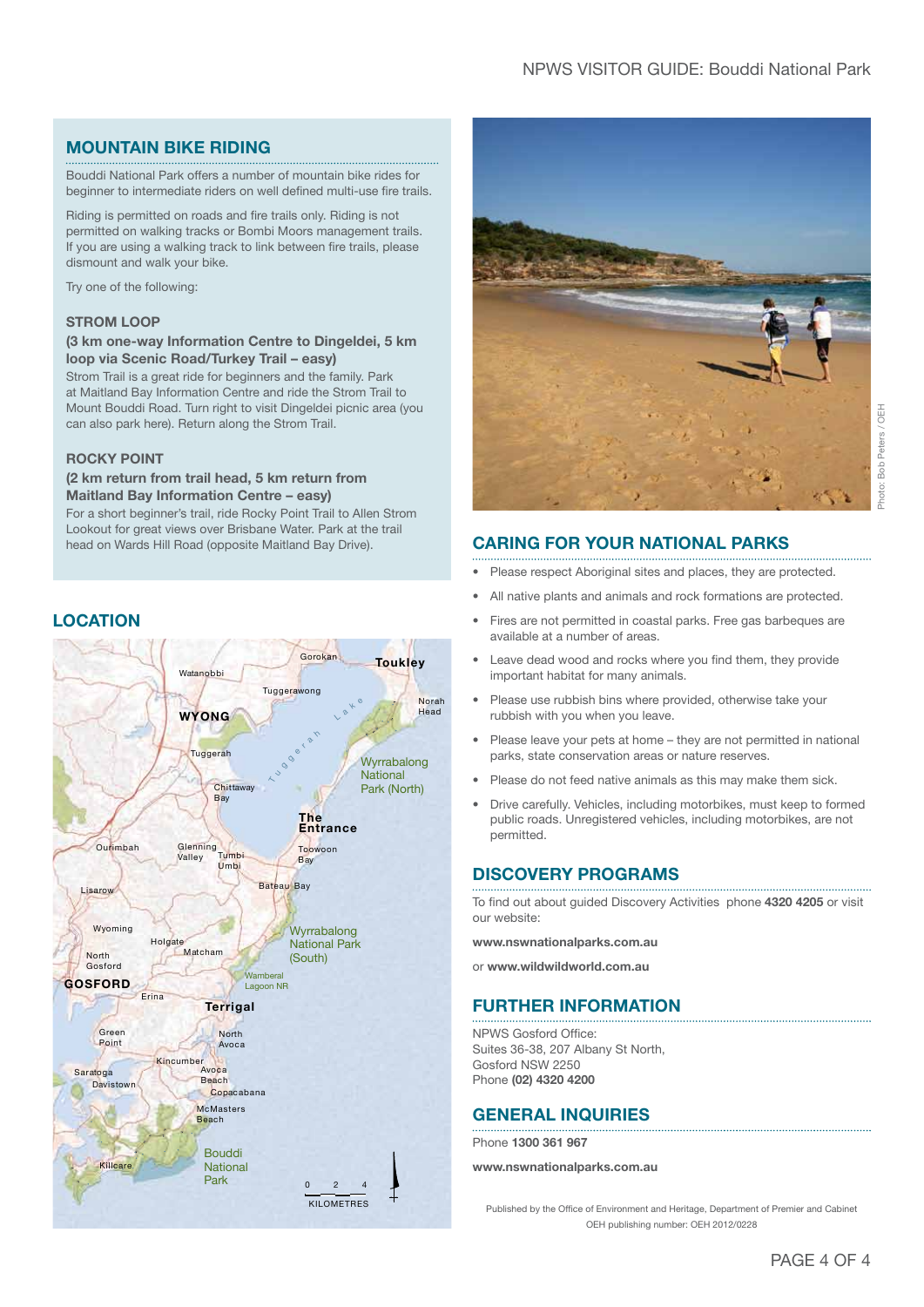## MOUNTAIN BIKE RIDING

Bouddi National Park offers a number of mountain bike rides for beginner to intermediate riders on well defined multi-use fire trails.

Riding is permitted on roads and fire trails only. Riding is not permitted on walking tracks or Bombi Moors management trails. If you are using a walking track to link between fire trails, please dismount and walk your bike.

Try one of the following:

### STROM LOOP

**(3 km one-way Information Centre to Dingeldei, 5 km loop via Scenic Road/Turkey Trail – easy)**

Strom Trail is a great ride for beginners and the family. Park at Maitland Bay Information Centre and ride the Strom Trail to Mount Bouddi Road. Turn right to visit Dingeldei picnic area (you can also park here). Return along the Strom Trail.

### ROCKY POINT

**(2 km return from trail head, 5 km return from Maitland Bay Information Centre – easy)**

For a short beginner's trail, ride Rocky Point Trail to Allen Strom Lookout for great views over Brisbane Water. Park at the trail head on Wards Hill Road (opposite Maitland Bay Drive).

## LOCATION

Photo: Bob Peters / OEH

## CARING FOR YOUR NATIONAL PARKS

- Please respect Aboriginal sites and places, they are protected.
- All native plants and animals and rock formations are protected.
- Fires are not permitted in coastal parks. Free gas barbeques are available at a number of areas.
- Leave dead wood and rocks where you find them, they provide important habitat for many animals.
- Please use rubbish bins where provided, otherwise take your rubbish with you when you leave.
- Please leave your pets at home – they are not permitted in national parks, state conservation areas or nature reserves.
- Please do not feed native animals as this may make them sick.
- Drive carefully. Vehicles, including motorbikes, must keep to formed public roads. Unregistered vehicles, including motorbikes, are not permitted.

## DISCOVERY PROGRAMS

To find out about guided Discovery Activities phone **4320 4205** or visit our website:

**www.nswnationalparks.com.au**

or **www.wildwildworld.com.au**

## FURTHER INFORMATION

NPWS Gosford Office:
Suites 36-38, 207 Albany St North,
Gosford NSW 2250
Phone **(02) 4320 4200**

## GENERAL INQUIRIES

Phone **1300 361 967**

**www.nswnationalparks.com.au**

Published by the Office of Environment and Heritage, Department of Premier and Cabinet
OEH publishing number: OEH 2012/0228